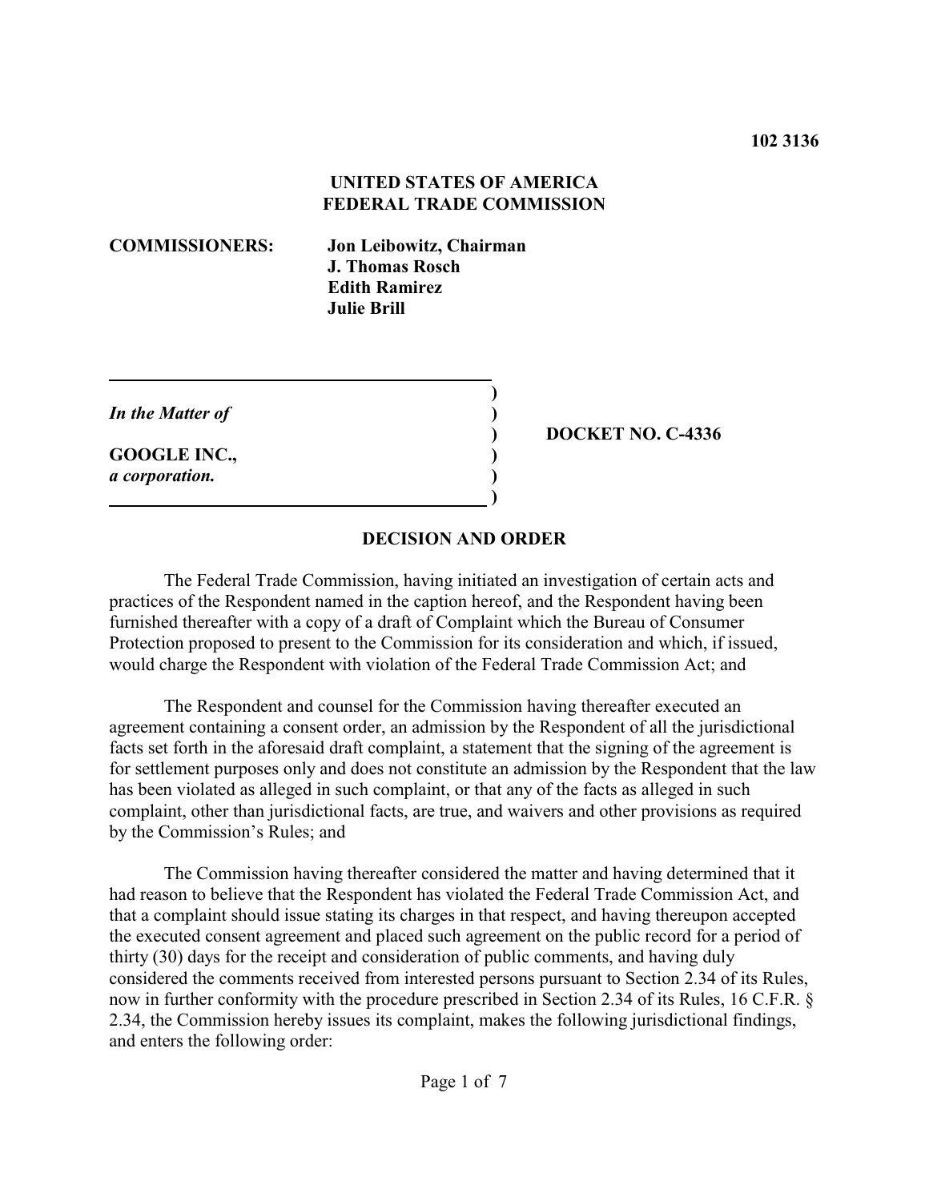**102 3136**

**UNITED STATES OF AMERICA**
**FEDERAL TRADE COMMISSION**

**COMMISSIONERS:** **Jon Leibowitz, Chairman**
**J. Thomas Rosch**
**Edith Ramirez**
**Julie Brill**

| | |
|---|---|
| *In the Matter of* <br><br> **GOOGLE INC.,** <br> ***a corporation.*** | **DOCKET NO. C-4336** |

## DECISION AND ORDER

The Federal Trade Commission, having initiated an investigation of certain acts and practices of the Respondent named in the caption hereof, and the Respondent having been furnished thereafter with a copy of a draft of Complaint which the Bureau of Consumer Protection proposed to present to the Commission for its consideration and which, if issued, would charge the Respondent with violation of the Federal Trade Commission Act; and

The Respondent and counsel for the Commission having thereafter executed an agreement containing a consent order, an admission by the Respondent of all the jurisdictional facts set forth in the aforesaid draft complaint, a statement that the signing of the agreement is for settlement purposes only and does not constitute an admission by the Respondent that the law has been violated as alleged in such complaint, or that any of the facts as alleged in such complaint, other than jurisdictional facts, are true, and waivers and other provisions as required by the Commission's Rules; and

The Commission having thereafter considered the matter and having determined that it had reason to believe that the Respondent has violated the Federal Trade Commission Act, and that a complaint should issue stating its charges in that respect, and having thereupon accepted the executed consent agreement and placed such agreement on the public record for a period of thirty (30) days for the receipt and consideration of public comments, and having duly considered the comments received from interested persons pursuant to Section 2.34 of its Rules, now in further conformity with the procedure prescribed in Section 2.34 of its Rules, 16 C.F.R. § 2.34, the Commission hereby issues its complaint, makes the following jurisdictional findings, and enters the following order: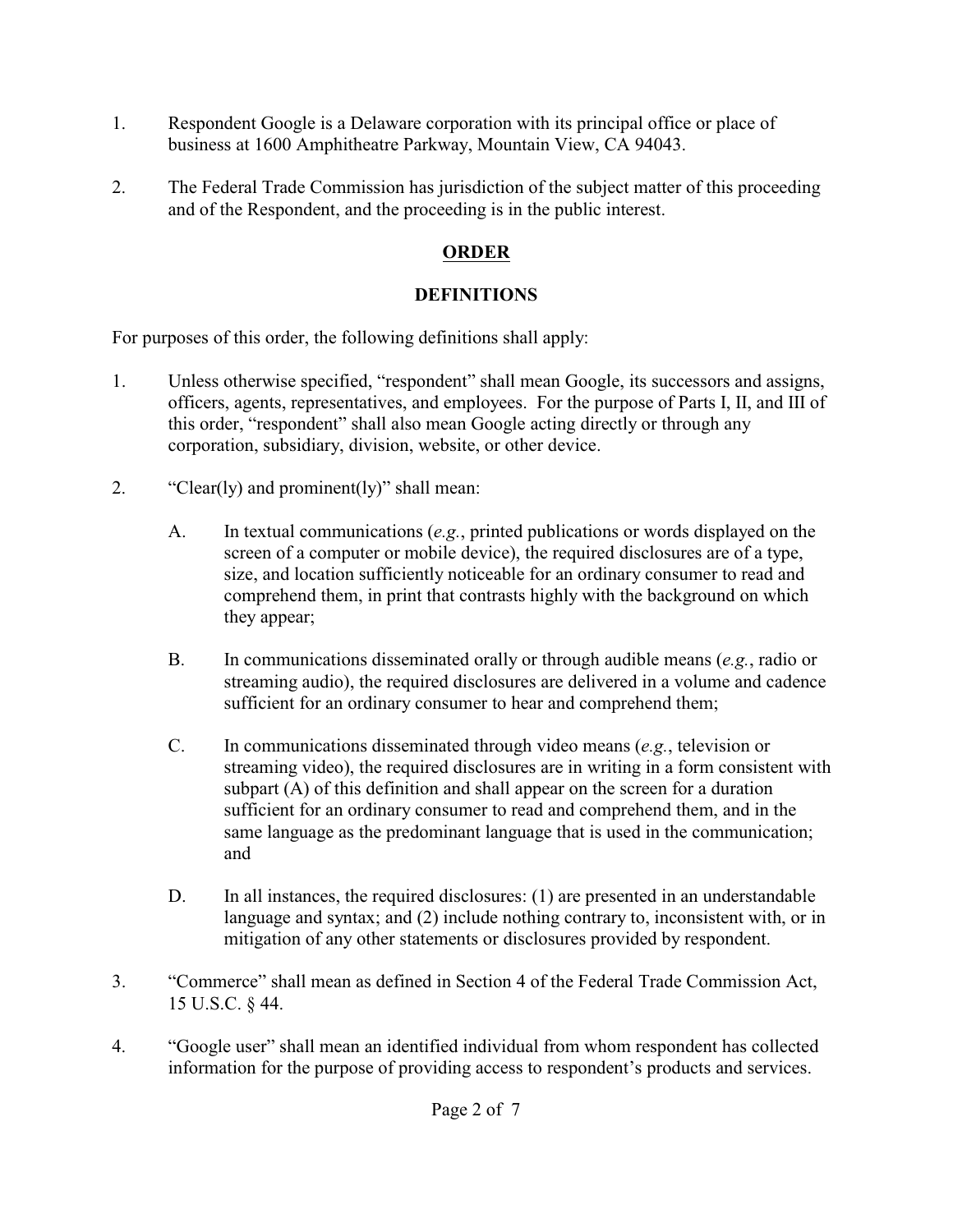1. Respondent Google is a Delaware corporation with its principal office or place of business at 1600 Amphitheatre Parkway, Mountain View, CA 94043.

2. The Federal Trade Commission has jurisdiction of the subject matter of this proceeding and of the Respondent, and the proceeding is in the public interest.

## ORDER

### DEFINITIONS

For purposes of this order, the following definitions shall apply:

1. Unless otherwise specified, "respondent" shall mean Google, its successors and assigns, officers, agents, representatives, and employees. For the purpose of Parts I, II, and III of this order, "respondent" shall also mean Google acting directly or through any corporation, subsidiary, division, website, or other device.

2. "Clear(ly) and prominent(ly)" shall mean:

   A. In textual communications (*e.g.*, printed publications or words displayed on the screen of a computer or mobile device), the required disclosures are of a type, size, and location sufficiently noticeable for an ordinary consumer to read and comprehend them, in print that contrasts highly with the background on which they appear;

   B. In communications disseminated orally or through audible means (*e.g.*, radio or streaming audio), the required disclosures are delivered in a volume and cadence sufficient for an ordinary consumer to hear and comprehend them;

   C. In communications disseminated through video means (*e.g.*, television or streaming video), the required disclosures are in writing in a form consistent with subpart (A) of this definition and shall appear on the screen for a duration sufficient for an ordinary consumer to read and comprehend them, and in the same language as the predominant language that is used in the communication; and

   D. In all instances, the required disclosures: (1) are presented in an understandable language and syntax; and (2) include nothing contrary to, inconsistent with, or in mitigation of any other statements or disclosures provided by respondent.

3. "Commerce" shall mean as defined in Section 4 of the Federal Trade Commission Act, 15 U.S.C. § 44.

4. "Google user" shall mean an identified individual from whom respondent has collected information for the purpose of providing access to respondent's products and services.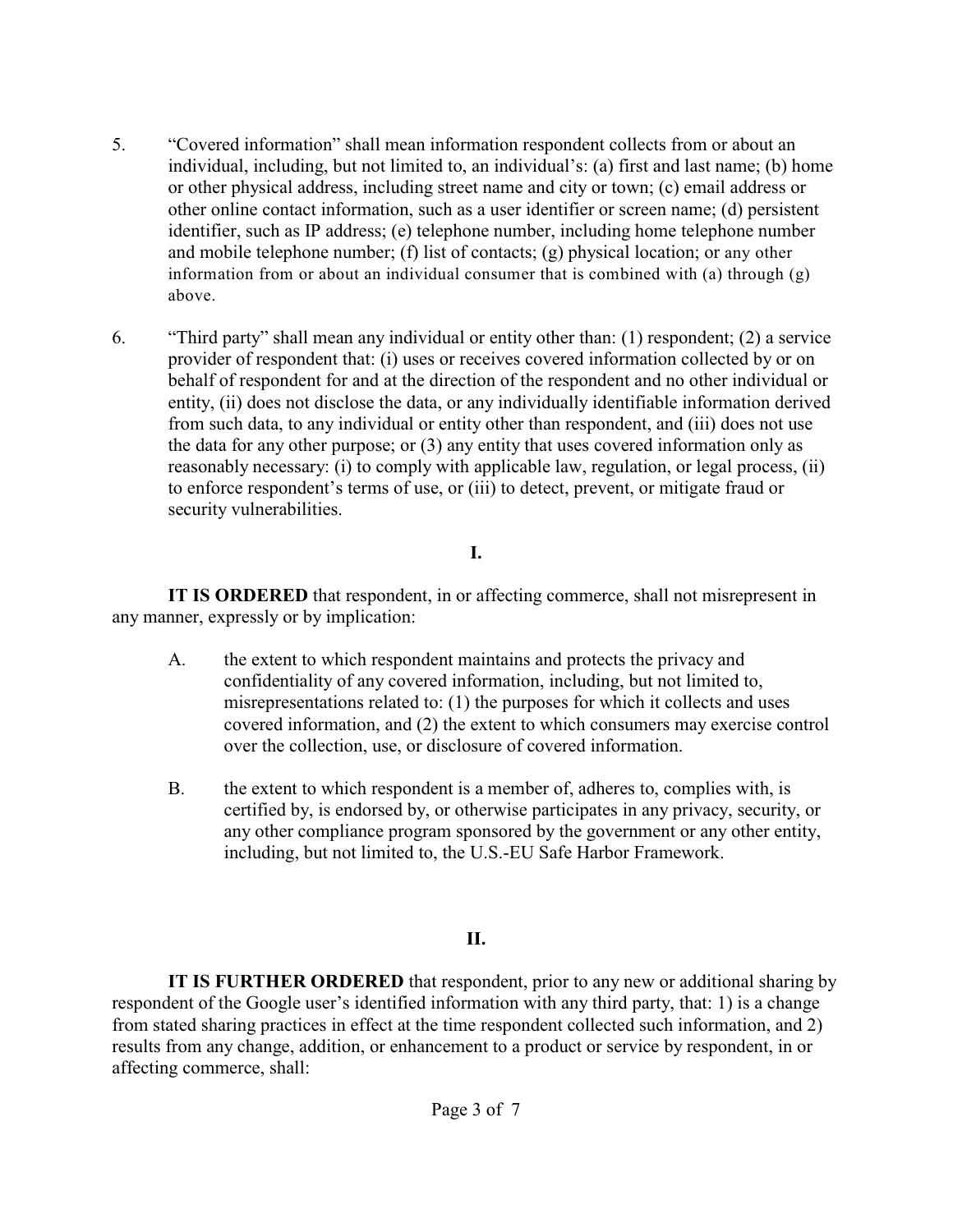5. "Covered information" shall mean information respondent collects from or about an individual, including, but not limited to, an individual's: (a) first and last name; (b) home or other physical address, including street name and city or town; (c) email address or other online contact information, such as a user identifier or screen name; (d) persistent identifier, such as IP address; (e) telephone number, including home telephone number and mobile telephone number; (f) list of contacts; (g) physical location; or any other information from or about an individual consumer that is combined with (a) through (g) above.

6. "Third party" shall mean any individual or entity other than: (1) respondent; (2) a service provider of respondent that: (i) uses or receives covered information collected by or on behalf of respondent for and at the direction of the respondent and no other individual or entity, (ii) does not disclose the data, or any individually identifiable information derived from such data, to any individual or entity other than respondent, and (iii) does not use the data for any other purpose; or (3) any entity that uses covered information only as reasonably necessary: (i) to comply with applicable law, regulation, or legal process, (ii) to enforce respondent's terms of use, or (iii) to detect, prevent, or mitigate fraud or security vulnerabilities.

## I.

**IT IS ORDERED** that respondent, in or affecting commerce, shall not misrepresent in any manner, expressly or by implication:

A. the extent to which respondent maintains and protects the privacy and confidentiality of any covered information, including, but not limited to, misrepresentations related to: (1) the purposes for which it collects and uses covered information, and (2) the extent to which consumers may exercise control over the collection, use, or disclosure of covered information.

B. the extent to which respondent is a member of, adheres to, complies with, is certified by, is endorsed by, or otherwise participates in any privacy, security, or any other compliance program sponsored by the government or any other entity, including, but not limited to, the U.S.-EU Safe Harbor Framework.

## II.

**IT IS FURTHER ORDERED** that respondent, prior to any new or additional sharing by respondent of the Google user's identified information with any third party, that: 1) is a change from stated sharing practices in effect at the time respondent collected such information, and 2) results from any change, addition, or enhancement to a product or service by respondent, in or affecting commerce, shall: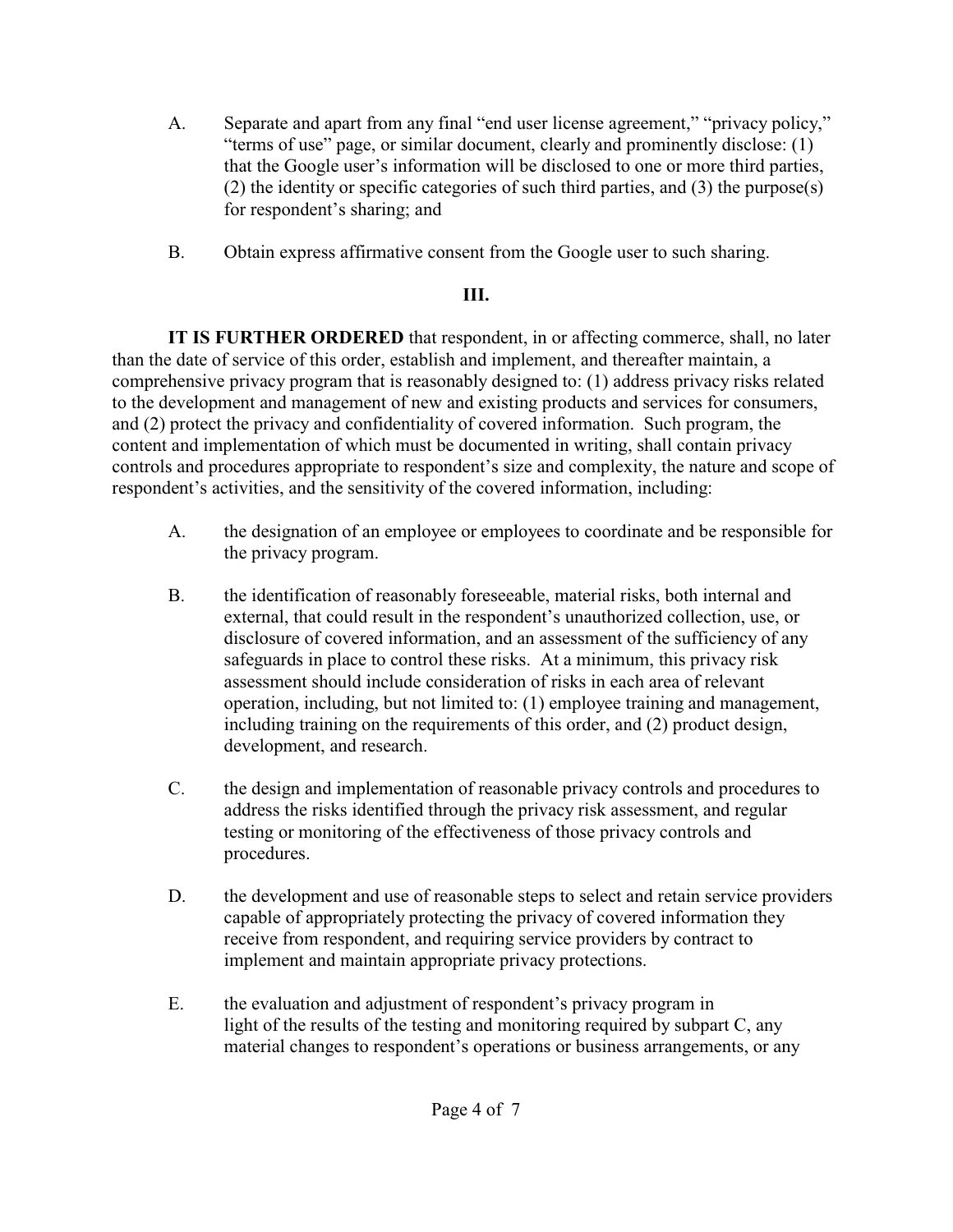A. Separate and apart from any final "end user license agreement," "privacy policy," "terms of use" page, or similar document, clearly and prominently disclose: (1) that the Google user's information will be disclosed to one or more third parties, (2) the identity or specific categories of such third parties, and (3) the purpose(s) for respondent's sharing; and

B. Obtain express affirmative consent from the Google user to such sharing.

**III.**

**IT IS FURTHER ORDERED** that respondent, in or affecting commerce, shall, no later than the date of service of this order, establish and implement, and thereafter maintain, a comprehensive privacy program that is reasonably designed to: (1) address privacy risks related to the development and management of new and existing products and services for consumers, and (2) protect the privacy and confidentiality of covered information. Such program, the content and implementation of which must be documented in writing, shall contain privacy controls and procedures appropriate to respondent's size and complexity, the nature and scope of respondent's activities, and the sensitivity of the covered information, including:

A. the designation of an employee or employees to coordinate and be responsible for the privacy program.

B. the identification of reasonably foreseeable, material risks, both internal and external, that could result in the respondent's unauthorized collection, use, or disclosure of covered information, and an assessment of the sufficiency of any safeguards in place to control these risks. At a minimum, this privacy risk assessment should include consideration of risks in each area of relevant operation, including, but not limited to: (1) employee training and management, including training on the requirements of this order, and (2) product design, development, and research.

C. the design and implementation of reasonable privacy controls and procedures to address the risks identified through the privacy risk assessment, and regular testing or monitoring of the effectiveness of those privacy controls and procedures.

D. the development and use of reasonable steps to select and retain service providers capable of appropriately protecting the privacy of covered information they receive from respondent, and requiring service providers by contract to implement and maintain appropriate privacy protections.

E. the evaluation and adjustment of respondent's privacy program in light of the results of the testing and monitoring required by subpart C, any material changes to respondent's operations or business arrangements, or any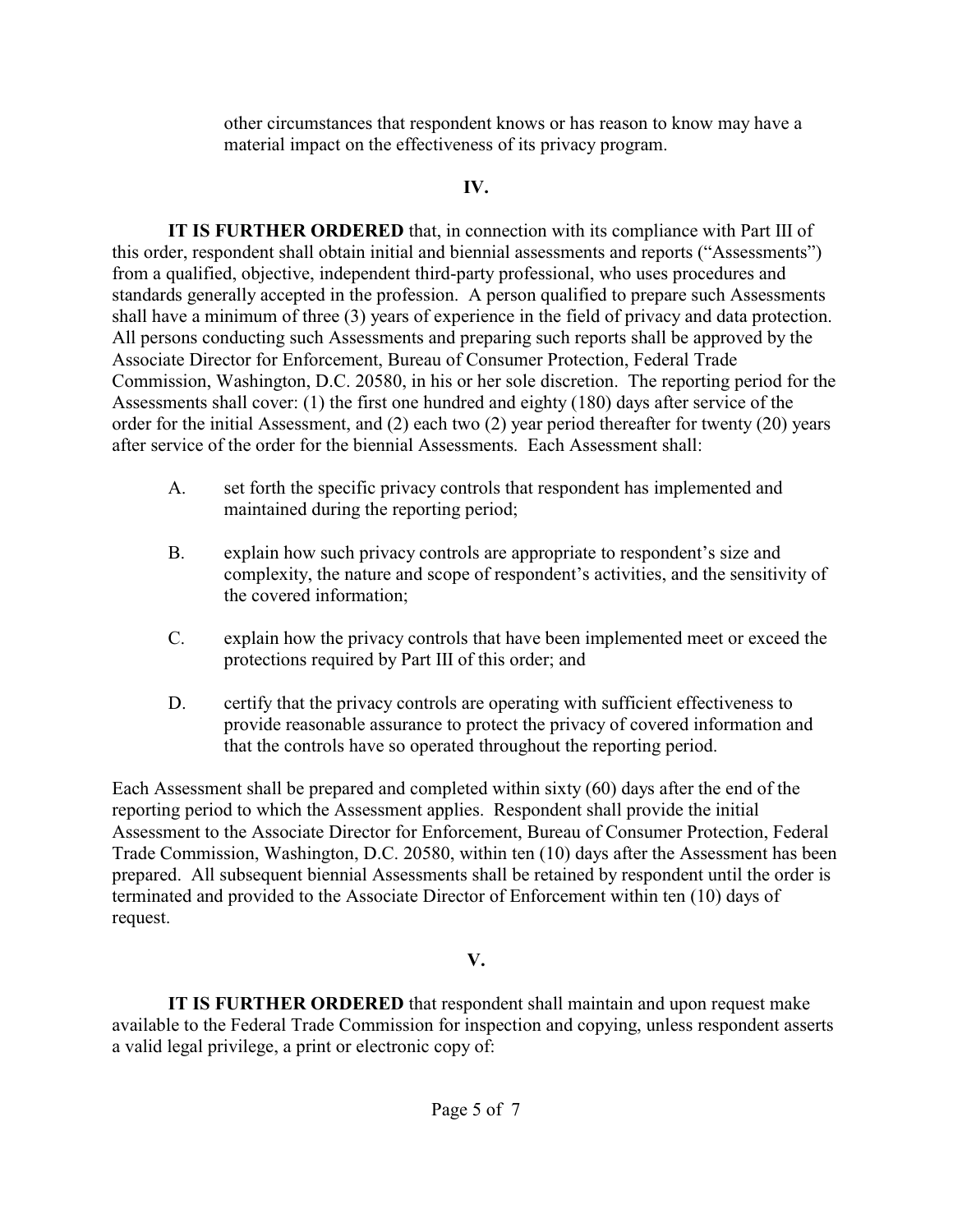other circumstances that respondent knows or has reason to know may have a material impact on the effectiveness of its privacy program.

## IV.

**IT IS FURTHER ORDERED** that, in connection with its compliance with Part III of this order, respondent shall obtain initial and biennial assessments and reports ("Assessments") from a qualified, objective, independent third-party professional, who uses procedures and standards generally accepted in the profession. A person qualified to prepare such Assessments shall have a minimum of three (3) years of experience in the field of privacy and data protection. All persons conducting such Assessments and preparing such reports shall be approved by the Associate Director for Enforcement, Bureau of Consumer Protection, Federal Trade Commission, Washington, D.C. 20580, in his or her sole discretion. The reporting period for the Assessments shall cover: (1) the first one hundred and eighty (180) days after service of the order for the initial Assessment, and (2) each two (2) year period thereafter for twenty (20) years after service of the order for the biennial Assessments. Each Assessment shall:

A. set forth the specific privacy controls that respondent has implemented and maintained during the reporting period;

B. explain how such privacy controls are appropriate to respondent's size and complexity, the nature and scope of respondent's activities, and the sensitivity of the covered information;

C. explain how the privacy controls that have been implemented meet or exceed the protections required by Part III of this order; and

D. certify that the privacy controls are operating with sufficient effectiveness to provide reasonable assurance to protect the privacy of covered information and that the controls have so operated throughout the reporting period.

Each Assessment shall be prepared and completed within sixty (60) days after the end of the reporting period to which the Assessment applies. Respondent shall provide the initial Assessment to the Associate Director for Enforcement, Bureau of Consumer Protection, Federal Trade Commission, Washington, D.C. 20580, within ten (10) days after the Assessment has been prepared. All subsequent biennial Assessments shall be retained by respondent until the order is terminated and provided to the Associate Director of Enforcement within ten (10) days of request.

## V.

**IT IS FURTHER ORDERED** that respondent shall maintain and upon request make available to the Federal Trade Commission for inspection and copying, unless respondent asserts a valid legal privilege, a print or electronic copy of: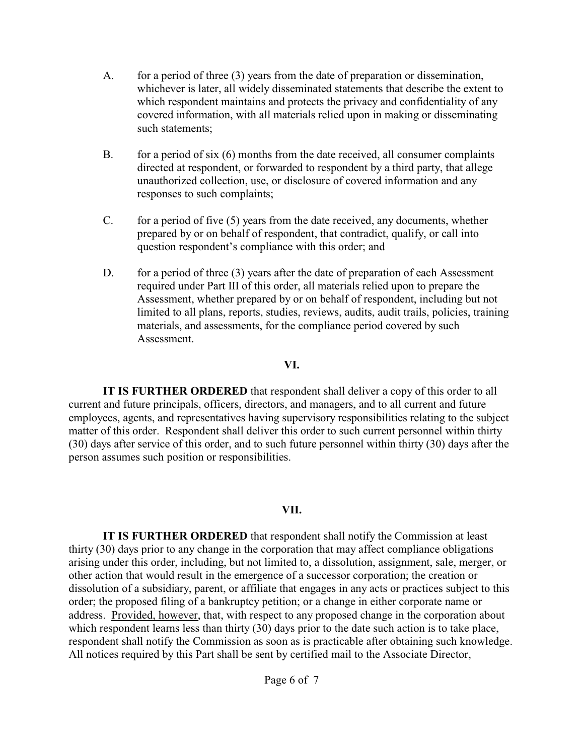A. for a period of three (3) years from the date of preparation or dissemination, whichever is later, all widely disseminated statements that describe the extent to which respondent maintains and protects the privacy and confidentiality of any covered information, with all materials relied upon in making or disseminating such statements;

B. for a period of six (6) months from the date received, all consumer complaints directed at respondent, or forwarded to respondent by a third party, that allege unauthorized collection, use, or disclosure of covered information and any responses to such complaints;

C. for a period of five (5) years from the date received, any documents, whether prepared by or on behalf of respondent, that contradict, qualify, or call into question respondent's compliance with this order; and

D. for a period of three (3) years after the date of preparation of each Assessment required under Part III of this order, all materials relied upon to prepare the Assessment, whether prepared by or on behalf of respondent, including but not limited to all plans, reports, studies, reviews, audits, audit trails, policies, training materials, and assessments, for the compliance period covered by such Assessment.

**VI.**

**IT IS FURTHER ORDERED** that respondent shall deliver a copy of this order to all current and future principals, officers, directors, and managers, and to all current and future employees, agents, and representatives having supervisory responsibilities relating to the subject matter of this order. Respondent shall deliver this order to such current personnel within thirty (30) days after service of this order, and to such future personnel within thirty (30) days after the person assumes such position or responsibilities.

**VII.**

**IT IS FURTHER ORDERED** that respondent shall notify the Commission at least thirty (30) days prior to any change in the corporation that may affect compliance obligations arising under this order, including, but not limited to, a dissolution, assignment, sale, merger, or other action that would result in the emergence of a successor corporation; the creation or dissolution of a subsidiary, parent, or affiliate that engages in any acts or practices subject to this order; the proposed filing of a bankruptcy petition; or a change in either corporate name or address. Provided, however, that, with respect to any proposed change in the corporation about which respondent learns less than thirty (30) days prior to the date such action is to take place, respondent shall notify the Commission as soon as is practicable after obtaining such knowledge. All notices required by this Part shall be sent by certified mail to the Associate Director,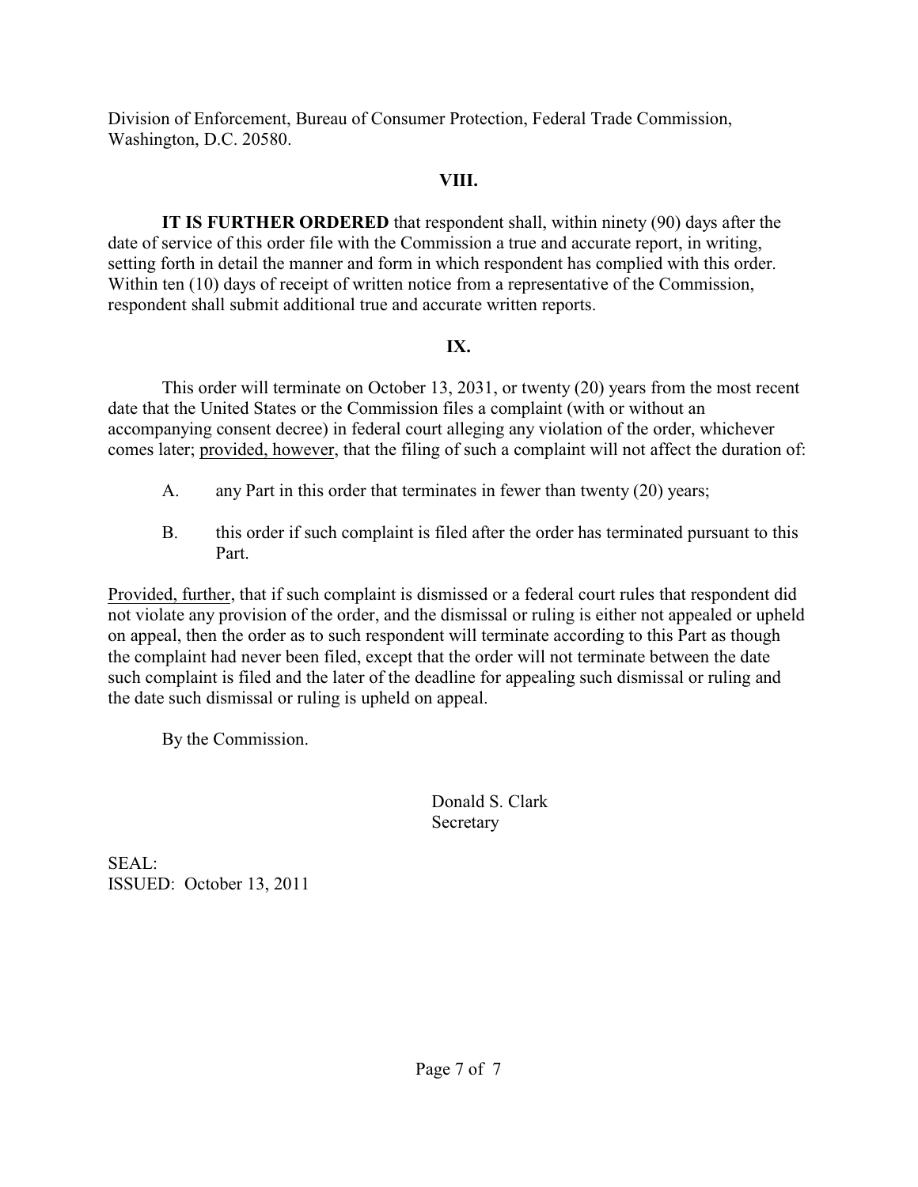Division of Enforcement, Bureau of Consumer Protection, Federal Trade Commission, Washington, D.C. 20580.

## VIII.

**IT IS FURTHER ORDERED** that respondent shall, within ninety (90) days after the date of service of this order file with the Commission a true and accurate report, in writing, setting forth in detail the manner and form in which respondent has complied with this order. Within ten (10) days of receipt of written notice from a representative of the Commission, respondent shall submit additional true and accurate written reports.

## IX.

This order will terminate on October 13, 2031, or twenty (20) years from the most recent date that the United States or the Commission files a complaint (with or without an accompanying consent decree) in federal court alleging any violation of the order, whichever comes later; provided, however, that the filing of such a complaint will not affect the duration of:

A. any Part in this order that terminates in fewer than twenty (20) years;

B. this order if such complaint is filed after the order has terminated pursuant to this Part.

Provided, further, that if such complaint is dismissed or a federal court rules that respondent did not violate any provision of the order, and the dismissal or ruling is either not appealed or upheld on appeal, then the order as to such respondent will terminate according to this Part as though the complaint had never been filed, except that the order will not terminate between the date such complaint is filed and the later of the deadline for appealing such dismissal or ruling and the date such dismissal or ruling is upheld on appeal.

By the Commission.

Donald S. Clark
Secretary

SEAL:
ISSUED: October 13, 2011